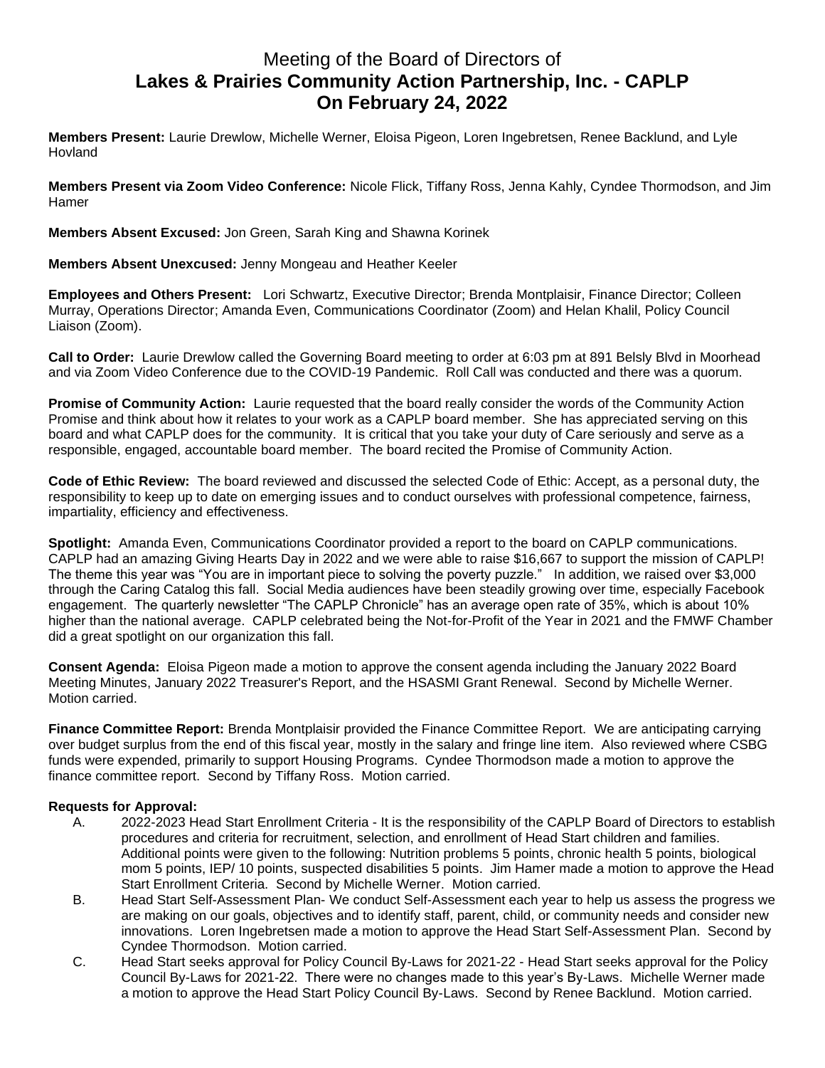# Meeting of the Board of Directors of
## Lakes & Prairies Community Action Partnership, Inc. - CAPLP
## On February 24, 2022

**Members Present:** Laurie Drewlow, Michelle Werner, Eloisa Pigeon, Loren Ingebretsen, Renee Backlund, and Lyle Hovland

**Members Present via Zoom Video Conference:** Nicole Flick, Tiffany Ross, Jenna Kahly, Cyndee Thormodson, and Jim Hamer

**Members Absent Excused:** Jon Green, Sarah King and Shawna Korinek

**Members Absent Unexcused:** Jenny Mongeau and Heather Keeler

**Employees and Others Present:** Lori Schwartz, Executive Director; Brenda Montplaisir, Finance Director; Colleen Murray, Operations Director; Amanda Even, Communications Coordinator (Zoom) and Helan Khalil, Policy Council Liaison (Zoom).

**Call to Order:** Laurie Drewlow called the Governing Board meeting to order at 6:03 pm at 891 Belsly Blvd in Moorhead and via Zoom Video Conference due to the COVID-19 Pandemic. Roll Call was conducted and there was a quorum.

**Promise of Community Action:** Laurie requested that the board really consider the words of the Community Action Promise and think about how it relates to your work as a CAPLP board member. She has appreciated serving on this board and what CAPLP does for the community. It is critical that you take your duty of Care seriously and serve as a responsible, engaged, accountable board member. The board recited the Promise of Community Action.

**Code of Ethic Review:** The board reviewed and discussed the selected Code of Ethic: Accept, as a personal duty, the responsibility to keep up to date on emerging issues and to conduct ourselves with professional competence, fairness, impartiality, efficiency and effectiveness.

**Spotlight:** Amanda Even, Communications Coordinator provided a report to the board on CAPLP communications. CAPLP had an amazing Giving Hearts Day in 2022 and we were able to raise $16,667 to support the mission of CAPLP! The theme this year was "You are in important piece to solving the poverty puzzle." In addition, we raised over $3,000 through the Caring Catalog this fall. Social Media audiences have been steadily growing over time, especially Facebook engagement. The quarterly newsletter "The CAPLP Chronicle" has an average open rate of 35%, which is about 10% higher than the national average. CAPLP celebrated being the Not-for-Profit of the Year in 2021 and the FMWF Chamber did a great spotlight on our organization this fall.

**Consent Agenda:** Eloisa Pigeon made a motion to approve the consent agenda including the January 2022 Board Meeting Minutes, January 2022 Treasurer's Report, and the HSASMI Grant Renewal. Second by Michelle Werner. Motion carried.

**Finance Committee Report:** Brenda Montplaisir provided the Finance Committee Report. We are anticipating carrying over budget surplus from the end of this fiscal year, mostly in the salary and fringe line item. Also reviewed where CSBG funds were expended, primarily to support Housing Programs. Cyndee Thormodson made a motion to approve the finance committee report. Second by Tiffany Ross. Motion carried.

**Requests for Approval:**

A. 2022-2023 Head Start Enrollment Criteria - It is the responsibility of the CAPLP Board of Directors to establish procedures and criteria for recruitment, selection, and enrollment of Head Start children and families. Additional points were given to the following: Nutrition problems 5 points, chronic health 5 points, biological mom 5 points, IEP/ 10 points, suspected disabilities 5 points. Jim Hamer made a motion to approve the Head Start Enrollment Criteria. Second by Michelle Werner. Motion carried.

B. Head Start Self-Assessment Plan- We conduct Self-Assessment each year to help us assess the progress we are making on our goals, objectives and to identify staff, parent, child, or community needs and consider new innovations. Loren Ingebretsen made a motion to approve the Head Start Self-Assessment Plan. Second by Cyndee Thormodson. Motion carried.

C. Head Start seeks approval for Policy Council By-Laws for 2021-22 - Head Start seeks approval for the Policy Council By-Laws for 2021-22. There were no changes made to this year's By-Laws. Michelle Werner made a motion to approve the Head Start Policy Council By-Laws. Second by Renee Backlund. Motion carried.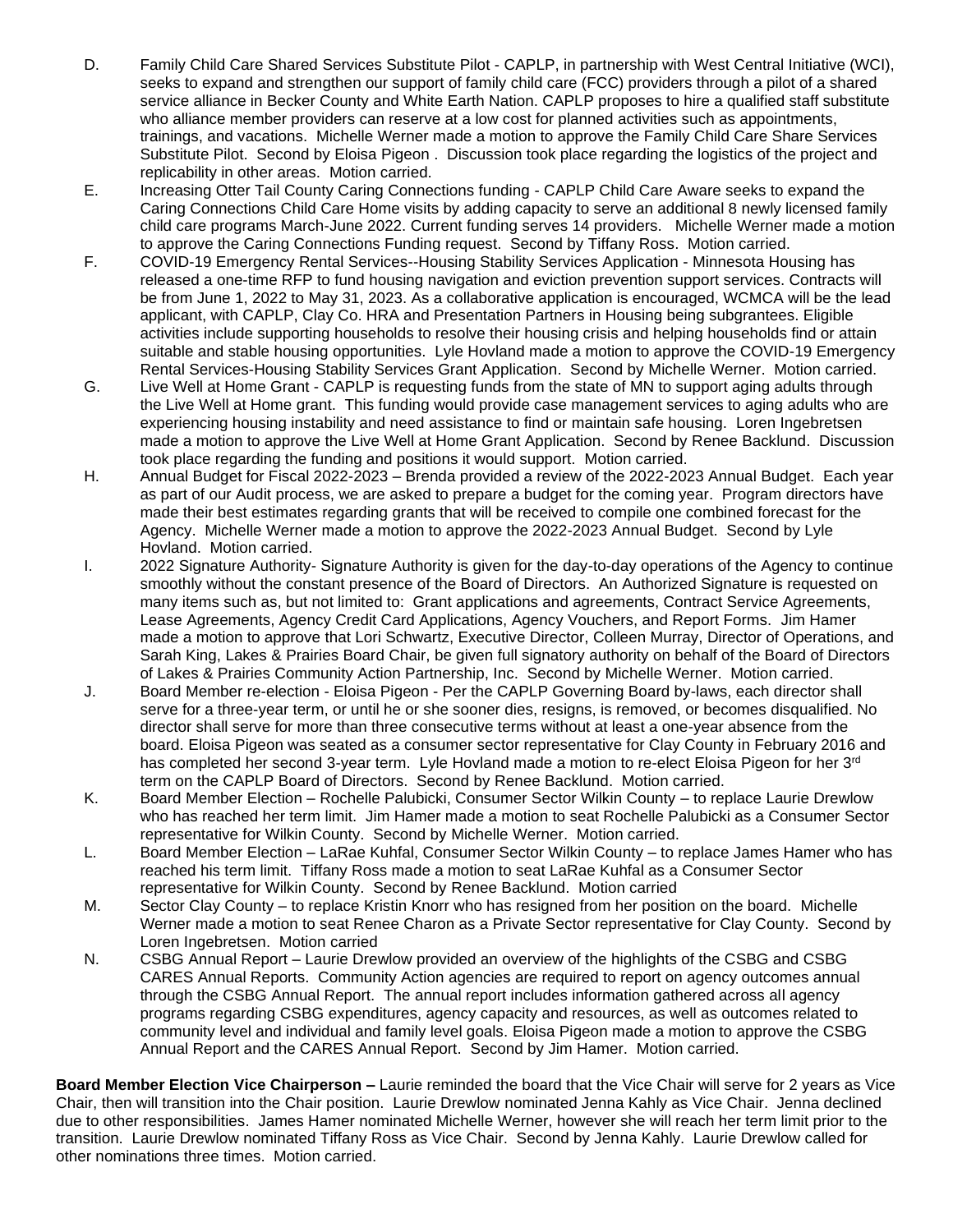D. Family Child Care Shared Services Substitute Pilot - CAPLP, in partnership with West Central Initiative (WCI), seeks to expand and strengthen our support of family child care (FCC) providers through a pilot of a shared service alliance in Becker County and White Earth Nation. CAPLP proposes to hire a qualified staff substitute who alliance member providers can reserve at a low cost for planned activities such as appointments, trainings, and vacations. Michelle Werner made a motion to approve the Family Child Care Share Services Substitute Pilot. Second by Eloisa Pigeon . Discussion took place regarding the logistics of the project and replicability in other areas. Motion carried.

E. Increasing Otter Tail County Caring Connections funding - CAPLP Child Care Aware seeks to expand the Caring Connections Child Care Home visits by adding capacity to serve an additional 8 newly licensed family child care programs March-June 2022. Current funding serves 14 providers. Michelle Werner made a motion to approve the Caring Connections Funding request. Second by Tiffany Ross. Motion carried.

F. COVID-19 Emergency Rental Services--Housing Stability Services Application - Minnesota Housing has released a one-time RFP to fund housing navigation and eviction prevention support services. Contracts will be from June 1, 2022 to May 31, 2023. As a collaborative application is encouraged, WCMCA will be the lead applicant, with CAPLP, Clay Co. HRA and Presentation Partners in Housing being subgrantees. Eligible activities include supporting households to resolve their housing crisis and helping households find or attain suitable and stable housing opportunities. Lyle Hovland made a motion to approve the COVID-19 Emergency Rental Services-Housing Stability Services Grant Application. Second by Michelle Werner. Motion carried.

G. Live Well at Home Grant - CAPLP is requesting funds from the state of MN to support aging adults through the Live Well at Home grant. This funding would provide case management services to aging adults who are experiencing housing instability and need assistance to find or maintain safe housing. Loren Ingebretsen made a motion to approve the Live Well at Home Grant Application. Second by Renee Backlund. Discussion took place regarding the funding and positions it would support. Motion carried.

H. Annual Budget for Fiscal 2022-2023 – Brenda provided a review of the 2022-2023 Annual Budget. Each year as part of our Audit process, we are asked to prepare a budget for the coming year. Program directors have made their best estimates regarding grants that will be received to compile one combined forecast for the Agency. Michelle Werner made a motion to approve the 2022-2023 Annual Budget. Second by Lyle Hovland. Motion carried.

I. 2022 Signature Authority- Signature Authority is given for the day-to-day operations of the Agency to continue smoothly without the constant presence of the Board of Directors. An Authorized Signature is requested on many items such as, but not limited to: Grant applications and agreements, Contract Service Agreements, Lease Agreements, Agency Credit Card Applications, Agency Vouchers, and Report Forms. Jim Hamer made a motion to approve that Lori Schwartz, Executive Director, Colleen Murray, Director of Operations, and Sarah King, Lakes & Prairies Board Chair, be given full signatory authority on behalf of the Board of Directors of Lakes & Prairies Community Action Partnership, Inc. Second by Michelle Werner. Motion carried.

J. Board Member re-election - Eloisa Pigeon - Per the CAPLP Governing Board by-laws, each director shall serve for a three-year term, or until he or she sooner dies, resigns, is removed, or becomes disqualified. No director shall serve for more than three consecutive terms without at least a one-year absence from the board. Eloisa Pigeon was seated as a consumer sector representative for Clay County in February 2016 and has completed her second 3-year term. Lyle Hovland made a motion to re-elect Eloisa Pigeon for her 3rd term on the CAPLP Board of Directors. Second by Renee Backlund. Motion carried.

K. Board Member Election – Rochelle Palubicki, Consumer Sector Wilkin County – to replace Laurie Drewlow who has reached her term limit. Jim Hamer made a motion to seat Rochelle Palubicki as a Consumer Sector representative for Wilkin County. Second by Michelle Werner. Motion carried.

L. Board Member Election – LaRae Kuhfal, Consumer Sector Wilkin County – to replace James Hamer who has reached his term limit. Tiffany Ross made a motion to seat LaRae Kuhfal as a Consumer Sector representative for Wilkin County. Second by Renee Backlund. Motion carried

M. Sector Clay County – to replace Kristin Knorr who has resigned from her position on the board. Michelle Werner made a motion to seat Renee Charon as a Private Sector representative for Clay County. Second by Loren Ingebretsen. Motion carried

N. CSBG Annual Report – Laurie Drewlow provided an overview of the highlights of the CSBG and CSBG CARES Annual Reports. Community Action agencies are required to report on agency outcomes annual through the CSBG Annual Report. The annual report includes information gathered across all agency programs regarding CSBG expenditures, agency capacity and resources, as well as outcomes related to community level and individual and family level goals. Eloisa Pigeon made a motion to approve the CSBG Annual Report and the CARES Annual Report. Second by Jim Hamer. Motion carried.

**Board Member Election Vice Chairperson –** Laurie reminded the board that the Vice Chair will serve for 2 years as Vice Chair, then will transition into the Chair position. Laurie Drewlow nominated Jenna Kahly as Vice Chair. Jenna declined due to other responsibilities. James Hamer nominated Michelle Werner, however she will reach her term limit prior to the transition. Laurie Drewlow nominated Tiffany Ross as Vice Chair. Second by Jenna Kahly. Laurie Drewlow called for other nominations three times. Motion carried.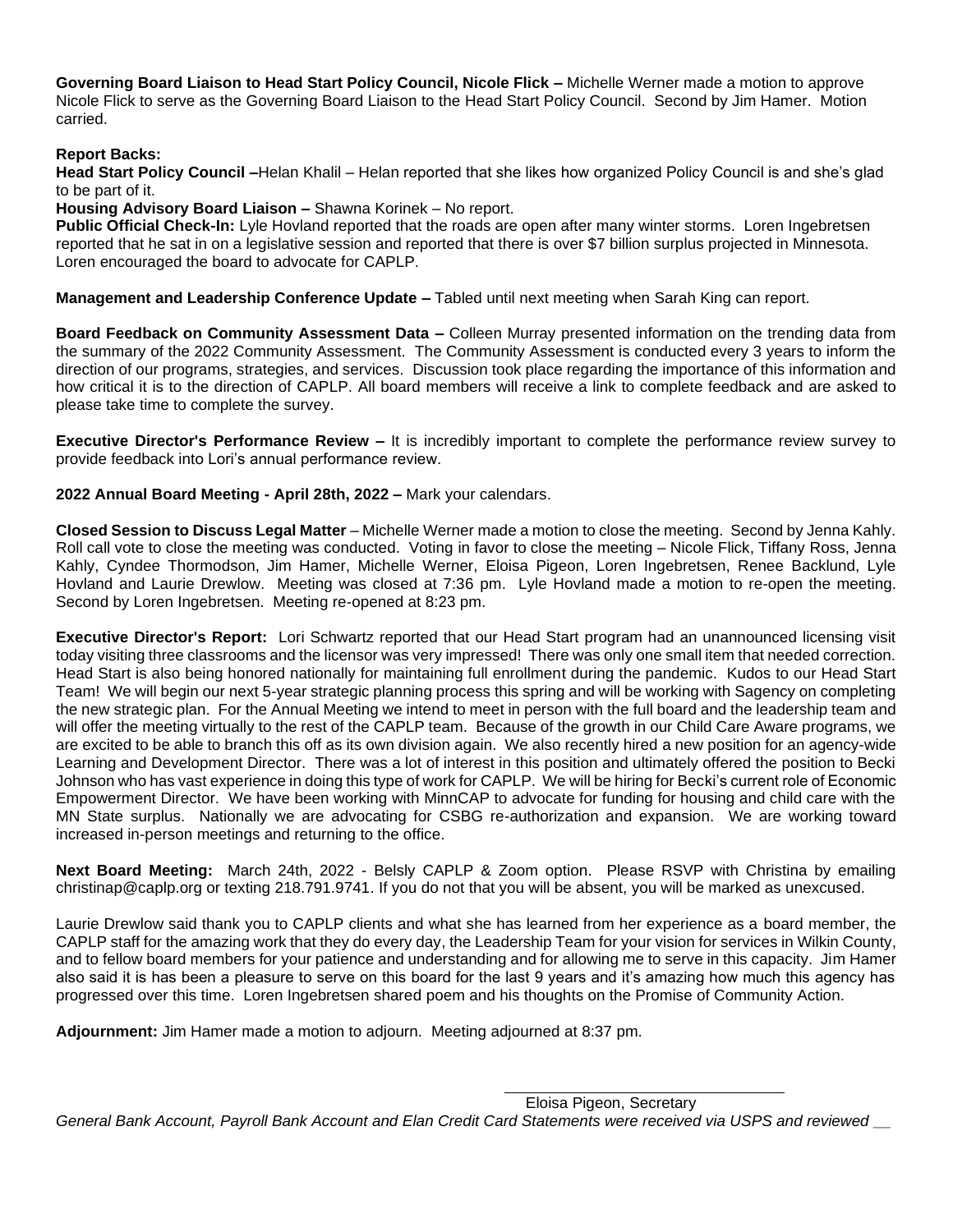**Governing Board Liaison to Head Start Policy Council, Nicole Flick –** Michelle Werner made a motion to approve Nicole Flick to serve as the Governing Board Liaison to the Head Start Policy Council. Second by Jim Hamer. Motion carried.

**Report Backs:**

**Head Start Policy Council –**Helan Khalil – Helan reported that she likes how organized Policy Council is and she's glad to be part of it.

**Housing Advisory Board Liaison –** Shawna Korinek – No report.

**Public Official Check-In:** Lyle Hovland reported that the roads are open after many winter storms. Loren Ingebretsen reported that he sat in on a legislative session and reported that there is over $7 billion surplus projected in Minnesota. Loren encouraged the board to advocate for CAPLP.

**Management and Leadership Conference Update –** Tabled until next meeting when Sarah King can report.

**Board Feedback on Community Assessment Data –** Colleen Murray presented information on the trending data from the summary of the 2022 Community Assessment. The Community Assessment is conducted every 3 years to inform the direction of our programs, strategies, and services. Discussion took place regarding the importance of this information and how critical it is to the direction of CAPLP. All board members will receive a link to complete feedback and are asked to please take time to complete the survey.

**Executive Director's Performance Review –** It is incredibly important to complete the performance review survey to provide feedback into Lori's annual performance review.

**2022 Annual Board Meeting - April 28th, 2022 –** Mark your calendars.

**Closed Session to Discuss Legal Matter** – Michelle Werner made a motion to close the meeting. Second by Jenna Kahly. Roll call vote to close the meeting was conducted. Voting in favor to close the meeting – Nicole Flick, Tiffany Ross, Jenna Kahly, Cyndee Thormodson, Jim Hamer, Michelle Werner, Eloisa Pigeon, Loren Ingebretsen, Renee Backlund, Lyle Hovland and Laurie Drewlow. Meeting was closed at 7:36 pm. Lyle Hovland made a motion to re-open the meeting. Second by Loren Ingebretsen. Meeting re-opened at 8:23 pm.

**Executive Director's Report:** Lori Schwartz reported that our Head Start program had an unannounced licensing visit today visiting three classrooms and the licensor was very impressed! There was only one small item that needed correction. Head Start is also being honored nationally for maintaining full enrollment during the pandemic. Kudos to our Head Start Team! We will begin our next 5-year strategic planning process this spring and will be working with Sagency on completing the new strategic plan. For the Annual Meeting we intend to meet in person with the full board and the leadership team and will offer the meeting virtually to the rest of the CAPLP team. Because of the growth in our Child Care Aware programs, we are excited to be able to branch this off as its own division again. We also recently hired a new position for an agency-wide Learning and Development Director. There was a lot of interest in this position and ultimately offered the position to Becki Johnson who has vast experience in doing this type of work for CAPLP. We will be hiring for Becki's current role of Economic Empowerment Director. We have been working with MinnCAP to advocate for funding for housing and child care with the MN State surplus. Nationally we are advocating for CSBG re-authorization and expansion. We are working toward increased in-person meetings and returning to the office.

**Next Board Meeting:** March 24th, 2022 - Belsly CAPLP & Zoom option. Please RSVP with Christina by emailing christinap@caplp.org or texting 218.791.9741. If you do not that you will be absent, you will be marked as unexcused.

Laurie Drewlow said thank you to CAPLP clients and what she has learned from her experience as a board member, the CAPLP staff for the amazing work that they do every day, the Leadership Team for your vision for services in Wilkin County, and to fellow board members for your patience and understanding and for allowing me to serve in this capacity. Jim Hamer also said it is has been a pleasure to serve on this board for the last 9 years and it's amazing how much this agency has progressed over this time. Loren Ingebretsen shared poem and his thoughts on the Promise of Community Action.

**Adjournment:** Jim Hamer made a motion to adjourn. Meeting adjourned at 8:37 pm.

\_\_\_\_\_\_\_\_\_\_\_\_\_\_\_\_\_\_\_\_\_\_\_\_\_\_\_\_\_\_\_\_\_\_\_\_
Eloisa Pigeon, Secretary

*General Bank Account, Payroll Bank Account and Elan Credit Card Statements were received via USPS and reviewed \_\_*